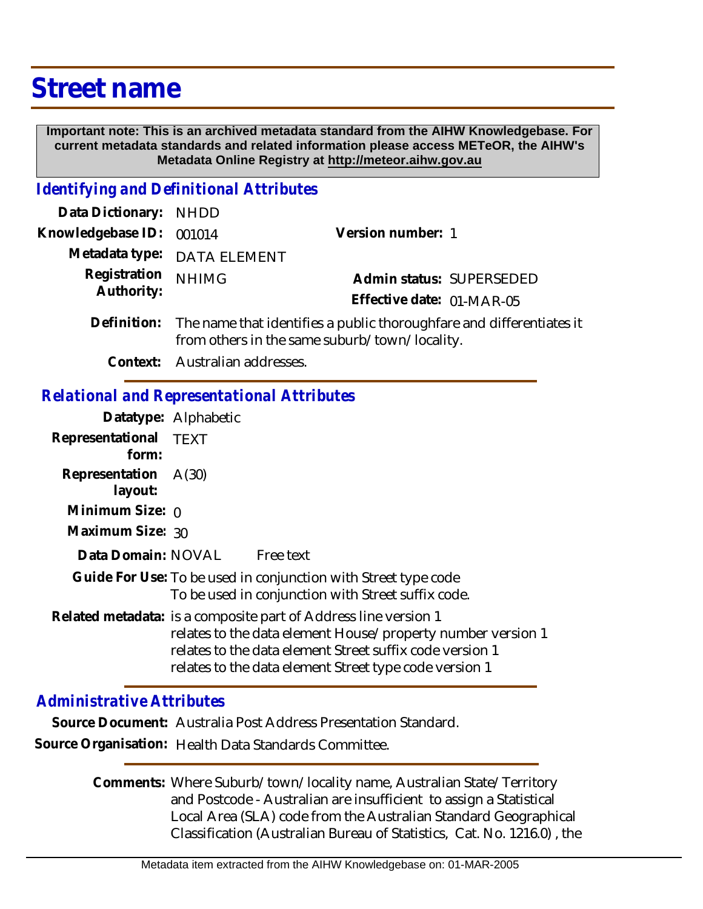# Street name

**Important note: This is an archived metadata standard from the AIHW Knowledgebase. For current metadata standards and related information please access METeOR, the AIHW's Metadata Online Registry at http://meteor.aihw.gov.au**

## *Identifying and Definitional Attributes*

**Data Dictionary:** NHDD

**Knowledgebase ID:** 001014

**Version number:** 1

**Metadata type:** DATA ELEMENT

**Registration Authority:** NHIMG

**Admin status:** SUPERSEDED

**Effective date:** 01-MAR-05

**Definition:** The name that identifies a public thoroughfare and differentiates it from others in the same suburb/town/locality.

**Context:** Australian addresses.

## *Relational and Representational Attributes*

**Datatype:** Alphabetic

**Representational form:** TEXT

**Representation layout:** A(30)

**Minimum Size:** 0

**Maximum Size:** 30

**Data Domain:** NOVAL Free text

**Guide For Use:** To be used in conjunction with Street type code
To be used in conjunction with Street suffix code.

**Related metadata:** is a composite part of Address line version 1
relates to the data element House/property number version 1
relates to the data element Street suffix code version 1
relates to the data element Street type code version 1

## *Administrative Attributes*

**Source Document:** Australia Post Address Presentation Standard.

**Source Organisation:** Health Data Standards Committee.

**Comments:** Where Suburb/town/locality name, Australian State/Territory and Postcode - Australian are insufficient to assign a Statistical Local Area (SLA) code from the Australian Standard Geographical Classification (Australian Bureau of Statistics, Cat. No. 1216.0), the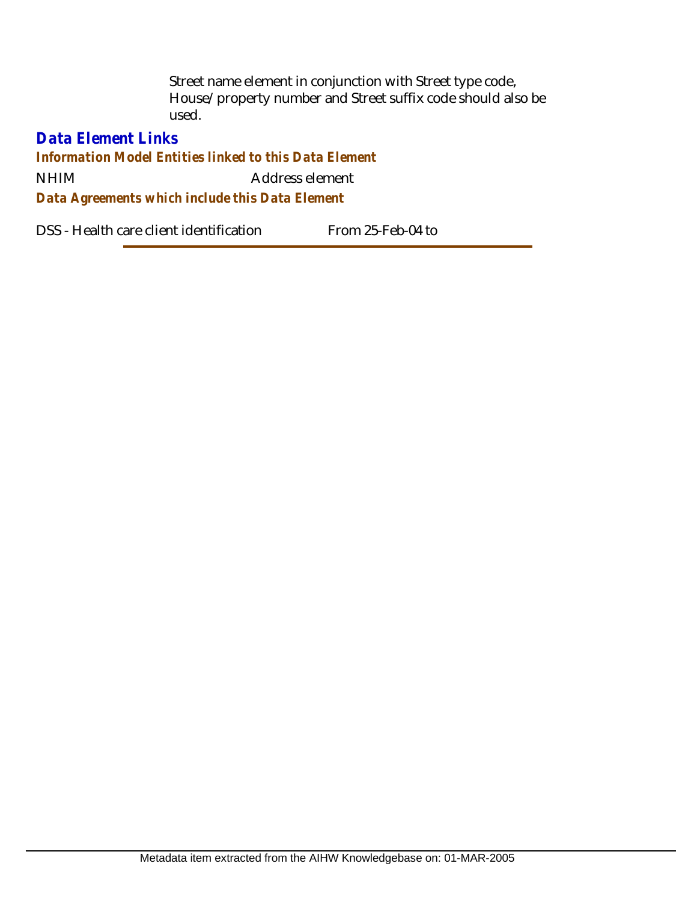Street name element in conjunction with Street type code, House/property number and Street suffix code should also be used.

## Data Element Links

### Information Model Entities linked to this Data Element

| | |
|---|---|
| NHIM | Address element |

### Data Agreements which include this Data Element

| | |
|---|---|
| DSS - Health care client identification | From 25-Feb-04 to |

Metadata item extracted from the AIHW Knowledgebase on: 01-MAR-2005